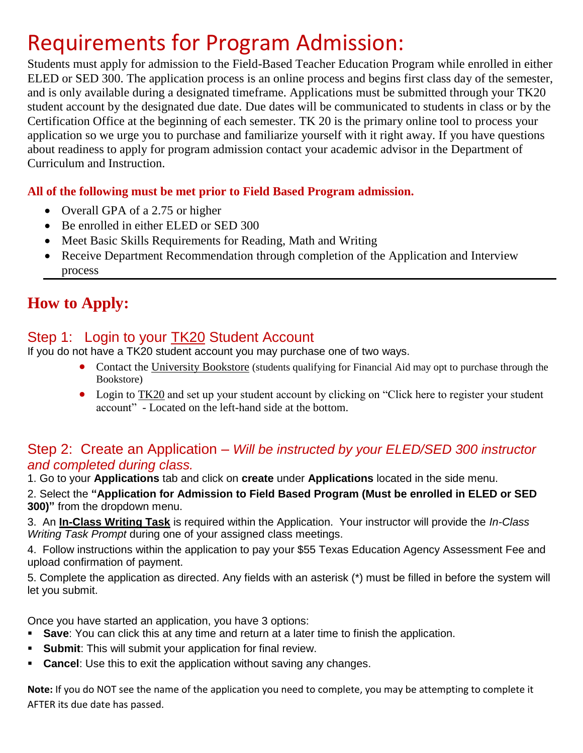# Requirements for Program Admission:

Students must apply for admission to the Field-Based Teacher Education Program while enrolled in either ELED or SED 300. The application process is an online process and begins first class day of the semester, and is only available during a designated timeframe. Applications must be submitted through your TK20 student account by the designated due date. Due dates will be communicated to students in class or by the Certification Office at the beginning of each semester. TK 20 is the primary online tool to process your application so we urge you to purchase and familiarize yourself with it right away. If you have questions about readiness to apply for program admission contact your academic advisor in the Department of Curriculum and Instruction.

**All of the following must be met prior to Field Based Program admission.**

- Overall GPA of a 2.75 or higher
- Be enrolled in either ELED or SED 300
- Meet Basic Skills Requirements for Reading, Math and Writing
- Receive Department Recommendation through completion of the Application and Interview process

---

## How to Apply:

### Step 1: Login to your TK20 Student Account

If you do not have a TK20 student account you may purchase one of two ways.

- Contact the University Bookstore (students qualifying for Financial Aid may opt to purchase through the Bookstore)
- Login to TK20 and set up your student account by clicking on "Click here to register your student account" - Located on the left-hand side at the bottom.

### Step 2: Create an Application – *Will be instructed by your ELED/SED 300 instructor and completed during class.*

1. Go to your **Applications** tab and click on **create** under **Applications** located in the side menu.
2. Select the **"Application for Admission to Field Based Program (Must be enrolled in ELED or SED 300)"** from the dropdown menu.
3. An **In-Class Writing Task** is required within the Application. Your instructor will provide the *In-Class Writing Task Prompt* during one of your assigned class meetings.
4. Follow instructions within the application to pay your $55 Texas Education Agency Assessment Fee and upload confirmation of payment.
5. Complete the application as directed. Any fields with an asterisk (*) must be filled in before the system will let you submit.

Once you have started an application, you have 3 options:

- **Save**: You can click this at any time and return at a later time to finish the application.
- **Submit**: This will submit your application for final review.
- **Cancel**: Use this to exit the application without saving any changes.

**Note:** If you do NOT see the name of the application you need to complete, you may be attempting to complete it AFTER its due date has passed.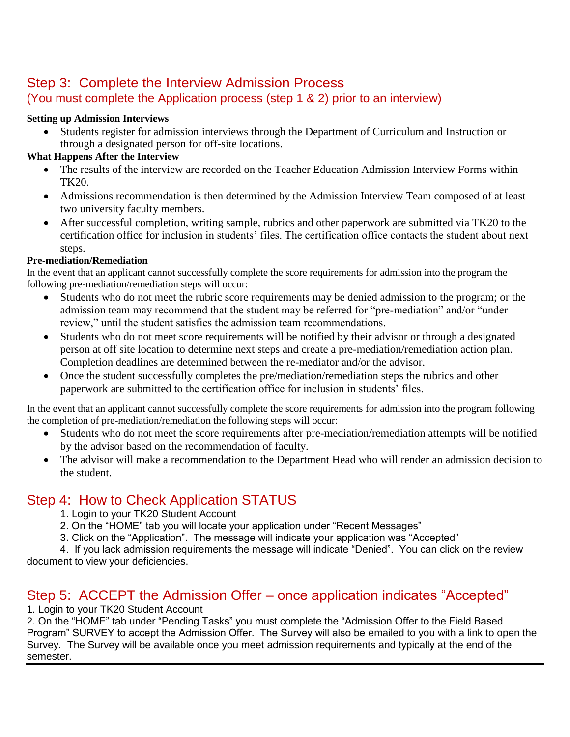## Step 3: Complete the Interview Admission Process
### (You must complete the Application process (step 1 & 2) prior to an interview)

**Setting up Admission Interviews**

- Students register for admission interviews through the Department of Curriculum and Instruction or through a designated person for off-site locations.

**What Happens After the Interview**

- The results of the interview are recorded on the Teacher Education Admission Interview Forms within TK20.
- Admissions recommendation is then determined by the Admission Interview Team composed of at least two university faculty members.
- After successful completion, writing sample, rubrics and other paperwork are submitted via TK20 to the certification office for inclusion in students' files. The certification office contacts the student about next steps.

**Pre-mediation/Remediation**

In the event that an applicant cannot successfully complete the score requirements for admission into the program the following pre-mediation/remediation steps will occur:

- Students who do not meet the rubric score requirements may be denied admission to the program; or the admission team may recommend that the student may be referred for "pre-mediation" and/or "under review," until the student satisfies the admission team recommendations.
- Students who do not meet score requirements will be notified by their advisor or through a designated person at off site location to determine next steps and create a pre-mediation/remediation action plan. Completion deadlines are determined between the re-mediator and/or the advisor.
- Once the student successfully completes the pre/mediation/remediation steps the rubrics and other paperwork are submitted to the certification office for inclusion in students' files.

In the event that an applicant cannot successfully complete the score requirements for admission into the program following the completion of pre-mediation/remediation the following steps will occur:

- Students who do not meet the score requirements after pre-mediation/remediation attempts will be notified by the advisor based on the recommendation of faculty.
- The advisor will make a recommendation to the Department Head who will render an admission decision to the student.

## Step 4: How to Check Application STATUS

1. Login to your TK20 Student Account
2. On the "HOME" tab you will locate your application under "Recent Messages"
3. Click on the "Application". The message will indicate your application was "Accepted"
4. If you lack admission requirements the message will indicate "Denied". You can click on the review document to view your deficiencies.

## Step 5: ACCEPT the Admission Offer – once application indicates "Accepted"

1. Login to your TK20 Student Account
2. On the "HOME" tab under "Pending Tasks" you must complete the "Admission Offer to the Field Based Program" SURVEY to accept the Admission Offer. The Survey will also be emailed to you with a link to open the Survey. The Survey will be available once you meet admission requirements and typically at the end of the semester.